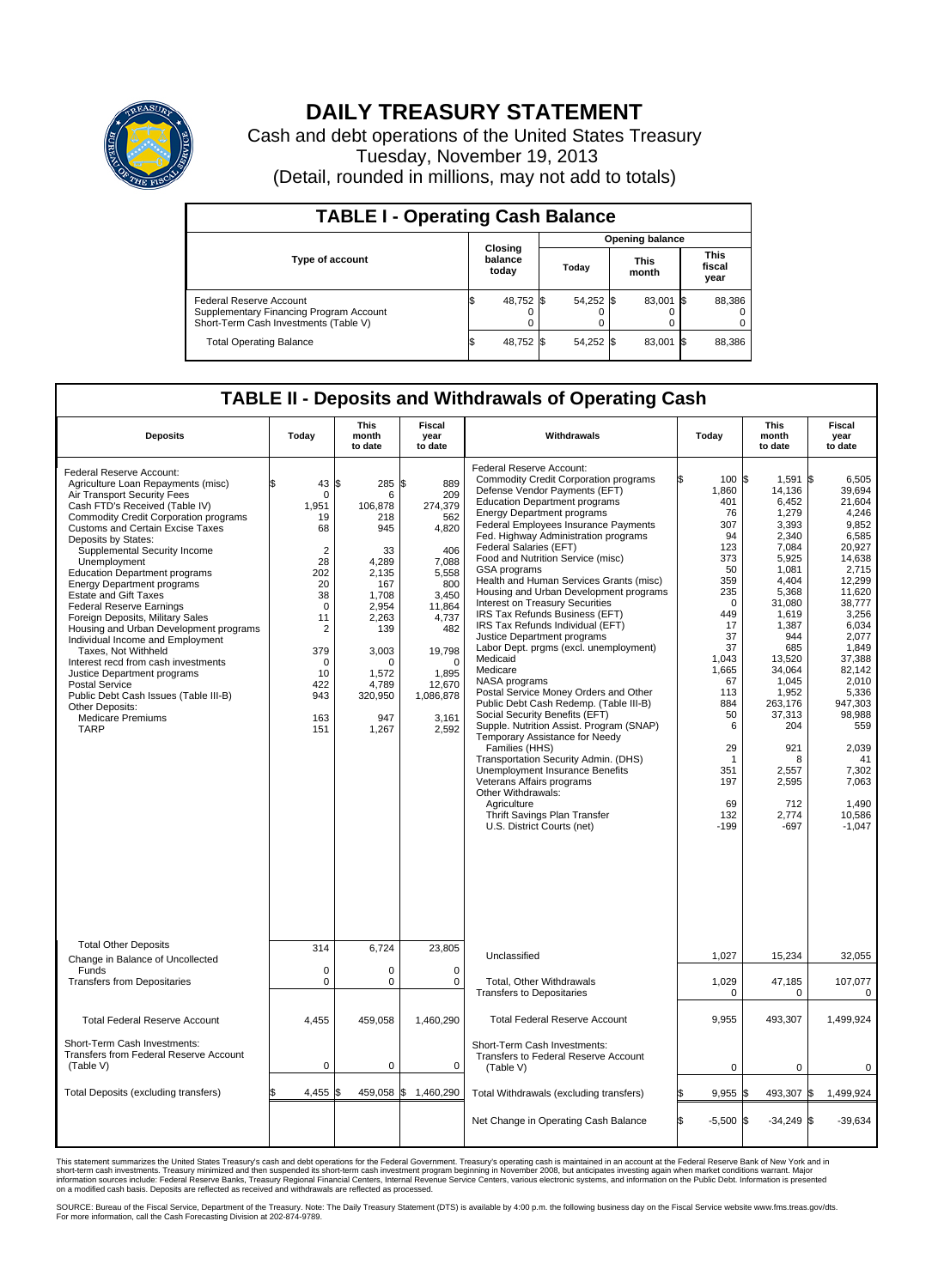# DAILY TREASURY STATEMENT

Cash and debt operations of the United States Treasury
Tuesday, November 19, 2013
(Detail, rounded in millions, may not add to totals)

## TABLE I - Operating Cash Balance

| Type of account | Closing balance today | Opening balance Today | Opening balance This month | Opening balance This fiscal year |
|---|---|---|---|---|
| Federal Reserve Account | $ 48,752 | $ 54,252 | $ 83,001 | $ 88,386 |
| Supplementary Financing Program Account | 0 | 0 | 0 | 0 |
| Short-Term Cash Investments (Table V) | 0 | 0 | 0 | 0 |
| Total Operating Balance | $ 48,752 | $ 54,252 | $ 83,001 | $ 88,386 |

## TABLE II - Deposits and Withdrawals of Operating Cash

| Deposits | Today | This month to date | Fiscal year to date |
|---|---|---|---|
| Federal Reserve Account: | | | |
| Agriculture Loan Repayments (misc) | $ 43 | $ 285 | $ 889 |
| Air Transport Security Fees | 0 | 6 | 209 |
| Cash FTD's Received (Table IV) | 1,951 | 106,878 | 274,379 |
| Commodity Credit Corporation programs | 19 | 218 | 562 |
| Customs and Certain Excise Taxes | 68 | 945 | 4,820 |
| Deposits by States: | | | |
| Supplemental Security Income | 2 | 33 | 406 |
| Unemployment | 28 | 4,289 | 7,088 |
| Education Department programs | 202 | 2,135 | 5,558 |
| Energy Department programs | 20 | 167 | 800 |
| Estate and Gift Taxes | 38 | 1,708 | 3,450 |
| Federal Reserve Earnings | 0 | 2,954 | 11,864 |
| Foreign Deposits, Military Sales | 11 | 2,263 | 4,737 |
| Housing and Urban Development programs | 2 | 139 | 482 |
| Individual Income and Employment Taxes, Not Withheld | 379 | 3,003 | 19,798 |
| Interest recd from cash investments | 0 | 0 | 0 |
| Justice Department programs | 10 | 1,572 | 1,895 |
| Postal Service | 422 | 4,789 | 12,670 |
| Public Debt Cash Issues (Table III-B) | 943 | 320,950 | 1,086,878 |
| Other Deposits: | | | |
| Medicare Premiums | 163 | 947 | 3,161 |
| TARP | 151 | 1,267 | 2,592 |
| Total Other Deposits | 314 | 6,724 | 23,805 |
| Change in Balance of Uncollected Funds | 0 | 0 | 0 |
| Transfers from Depositaries | 0 | 0 | 0 |
| Total Federal Reserve Account | 4,455 | 459,058 | 1,460,290 |
| Short-Term Cash Investments: Transfers from Federal Reserve Account (Table V) | 0 | 0 | 0 |
| Total Deposits (excluding transfers) | $ 4,455 | $ 459,058 | $ 1,460,290 |

| Withdrawals | Today | This month to date | Fiscal year to date |
|---|---|---|---|
| Federal Reserve Account: | | | |
| Commodity Credit Corporation programs | $ 100 | $ 1,591 | $ 6,505 |
| Defense Vendor Payments (EFT) | 1,860 | 14,136 | 39,694 |
| Education Department programs | 401 | 6,452 | 21,604 |
| Energy Department programs | 76 | 1,279 | 4,246 |
| Federal Employees Insurance Payments | 307 | 3,393 | 9,852 |
| Fed. Highway Administration programs | 94 | 2,340 | 6,585 |
| Federal Salaries (EFT) | 123 | 7,084 | 20,927 |
| Food and Nutrition Service (misc) | 373 | 5,925 | 14,638 |
| GSA programs | 50 | 1,081 | 2,715 |
| Health and Human Services Grants (misc) | 359 | 4,404 | 12,299 |
| Housing and Urban Development programs | 235 | 5,368 | 11,620 |
| Interest on Treasury Securities | 0 | 31,080 | 38,777 |
| IRS Tax Refunds Business (EFT) | 449 | 1,619 | 3,256 |
| IRS Tax Refunds Individual (EFT) | 17 | 1,387 | 6,034 |
| Justice Department programs | 37 | 944 | 2,077 |
| Labor Dept. prgms (excl. unemployment) | 37 | 685 | 1,849 |
| Medicaid | 1,043 | 13,520 | 37,388 |
| Medicare | 1,665 | 34,064 | 82,142 |
| NASA programs | 67 | 1,045 | 2,010 |
| Postal Service Money Orders and Other | 113 | 1,952 | 5,336 |
| Public Debt Cash Redemp. (Table III-B) | 884 | 263,176 | 947,303 |
| Social Security Benefits (EFT) | 50 | 37,313 | 98,988 |
| Supple. Nutrition Assist. Program (SNAP) | 6 | 204 | 559 |
| Temporary Assistance for Needy Families (HHS) | 29 | 921 | 2,039 |
| Transportation Security Admin. (DHS) | 1 | 8 | 41 |
| Unemployment Insurance Benefits | 351 | 2,557 | 7,302 |
| Veterans Affairs programs | 197 | 2,595 | 7,063 |
| Other Withdrawals: | | | |
| Agriculture | 69 | 712 | 1,490 |
| Thrift Savings Plan Transfer | 132 | 2,774 | 10,586 |
| U.S. District Courts (net) | -199 | -697 | -1,047 |
| Unclassified | 1,027 | 15,234 | 32,055 |
| Total, Other Withdrawals | 1,029 | 47,185 | 107,077 |
| Transfers to Depositaries | 0 | 0 | 0 |
| Total Federal Reserve Account | 9,955 | 493,307 | 1,499,924 |
| Short-Term Cash Investments: Transfers to Federal Reserve Account (Table V) | 0 | 0 | 0 |
| Total Withdrawals (excluding transfers) | $ 9,955 | $ 493,307 | $ 1,499,924 |
| Net Change in Operating Cash Balance | $ -5,500 | $ -34,249 | $ -39,634 |

This statement summarizes the United States Treasury's cash and debt operations for the Federal Government. Treasury's operating cash is maintained in an account at the Federal Reserve Bank of New York and in short-term cash investments. Treasury minimized and then suspended its short-term cash investment program beginning in November 2008, but anticipates investing again when market conditions warrant. Major information sources include: Federal Reserve Banks, Treasury Regional Financial Centers, Internal Revenue Service Centers, various electronic systems, and information on the Public Debt. Information is presented on a modified cash basis. Deposits are reflected as received and withdrawals are reflected as processed.

SOURCE: Bureau of the Fiscal Service, Department of the Treasury. Note: The Daily Treasury Statement (DTS) is available by 4:00 p.m. the following business day on the Fiscal Service website www.fms.treas.gov/dts. For more information, call the Cash Forecasting Division at 202-874-9789.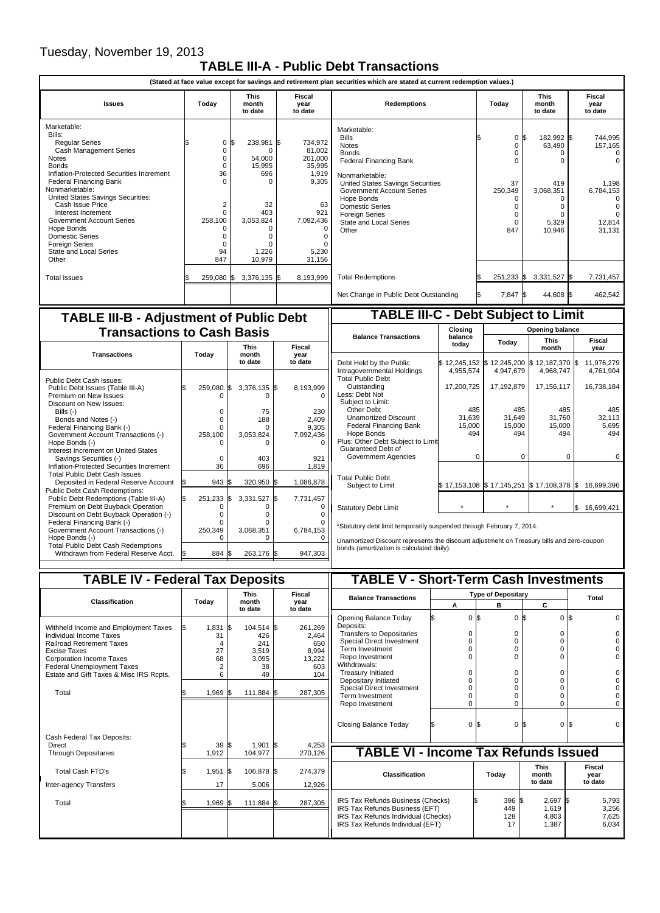Tuesday, November 19, 2013

# TABLE III-A - Public Debt Transactions

(Stated at face value except for savings and retirement plan securities which are stated at current redemption values.)

| Issues | Today | This month to date | Fiscal year to date |
|---|---|---|---|
| Marketable: | | | |
| Bills: | | | |
| Regular Series | $ 0 | $ 238,981 | $ 734,972 |
| Cash Management Series | 0 | 0 | 81,002 |
| Notes | 0 | 54,000 | 201,000 |
| Bonds | 0 | 15,995 | 35,995 |
| Inflation-Protected Securities Increment | 36 | 696 | 1,919 |
| Federal Financing Bank | 0 | 0 | 9,305 |
| Nonmarketable: | | | |
| United States Savings Securities: | | | |
| Cash Issue Price | 2 | 32 | 63 |
| Interest Increment | 0 | 403 | 921 |
| Government Account Series | 258,100 | 3,053,824 | 7,092,436 |
| Hope Bonds | 0 | 0 | 0 |
| Domestic Series | 0 | 0 | 0 |
| Foreign Series | 0 | 0 | 0 |
| State and Local Series | 94 | 1,226 | 5,230 |
| Other | 847 | 10,979 | 31,156 |
| Total Issues | $ 259,080 | $ 3,376,135 | $ 8,193,999 |

| Redemptions | Today | This month to date | Fiscal year to date |
|---|---|---|---|
| Marketable: | | | |
| Bills | $ 0 | $ 182,992 | $ 744,995 |
| Notes | 0 | 63,490 | 157,165 |
| Bonds | 0 | 0 | 0 |
| Federal Financing Bank | 0 | 0 | 0 |
| Nonmarketable: | | | |
| United States Savings Securities | 37 | 419 | 1,198 |
| Government Account Series | 250,349 | 3,068,351 | 6,784,153 |
| Hope Bonds | 0 | 0 | 0 |
| Domestic Series | 0 | 0 | 0 |
| Foreign Series | 0 | 0 | 0 |
| State and Local Series | 0 | 5,329 | 12,814 |
| Other | 847 | 10,946 | 31,131 |
| Total Redemptions | $ 251,233 | $ 3,331,527 | $ 7,731,457 |
| Net Change in Public Debt Outstanding | $ 7,847 | $ 44,608 | $ 462,542 |

# TABLE III-B - Adjustment of Public Debt Transactions to Cash Basis

| Transactions | Today | This month to date | Fiscal year to date |
|---|---|---|---|
| Public Debt Cash Issues: | | | |
| Public Debt Issues (Table III-A) | $ 259,080 | $ 3,376,135 | $ 8,193,999 |
| Premium on New Issues | 0 | 0 | 0 |
| Discount on New Issues: | | | |
| Bills (-) | 0 | 75 | 230 |
| Bonds and Notes (-) | 0 | 188 | 2,409 |
| Federal Financing Bank (-) | 0 | 0 | 9,305 |
| Government Account Transactions (-) | 258,100 | 3,053,824 | 7,092,436 |
| Hope Bonds (-) | 0 | 0 | 0 |
| Interest Increment on United States Savings Securities (-) | 0 | 403 | 921 |
| Inflation-Protected Securities Increment | 36 | 696 | 1,819 |
| Total Public Debt Cash Issues Deposited in Federal Reserve Account | $ 943 | $ 320,950 | $ 1,086,878 |
| Public Debt Cash Redemptions: | | | |
| Public Debt Redemptions (Table III-A) | $ 251,233 | $ 3,331,527 | $ 7,731,457 |
| Premium on Debt Buyback Operation | 0 | 0 | 0 |
| Discount on Debt Buyback Operation (-) | 0 | 0 | 0 |
| Federal Financing Bank (-) | 0 | 0 | 0 |
| Government Account Transactions (-) | 250,349 | 3,068,351 | 6,784,153 |
| Hope Bonds (-) | 0 | 0 | 0 |
| Total Public Debt Cash Redemptions Withdrawn from Federal Reserve Acct. | $ 884 | $ 263,176 | $ 947,303 |

# TABLE III-C - Debt Subject to Limit

| Balance Transactions | Closing balance today | Opening balance Today | Opening balance This month | Opening balance Fiscal year |
|---|---|---|---|---|
| Debt Held by the Public | $ 12,245,152 | $ 12,245,200 | $ 12,187,370 | $ 11,976,279 |
| Intragovernmental Holdings | 4,955,574 | 4,947,679 | 4,968,747 | 4,761,904 |
| Total Public Debt Outstanding | 17,200,725 | 17,192,879 | 17,156,117 | 16,738,184 |
| Less: Debt Not Subject to Limit: | | | | |
| Other Debt | 485 | 485 | 485 | 485 |
| Unamortized Discount | 31,639 | 31,649 | 31,760 | 32,113 |
| Federal Financing Bank | 15,000 | 15,000 | 15,000 | 5,695 |
| Hope Bonds | 494 | 494 | 494 | 494 |
| Plus: Other Debt Subject to Limit | | | | |
| Guaranteed Debt of Government Agencies | 0 | 0 | 0 | 0 |
| Total Public Debt Subject to Limit | $ 17,153,108 | $ 17,145,251 | $ 17,108,378 | $ 16,699,396 |
| Statutory Debt Limit | * | * | * | $ 16,699,421 |

*Statutory debt limit temporarily suspended through February 7, 2014.

Unamortized Discount represents the discount adjustment on Treasury bills and zero-coupon bonds (amortization is calculated daily).

# TABLE IV - Federal Tax Deposits

| Classification | Today | This month to date | Fiscal year to date |
|---|---|---|---|
| Withheld Income and Employment Taxes | $ 1,831 | $ 104,514 | $ 261,269 |
| Individual Income Taxes | 31 | 426 | 2,464 |
| Railroad Retirement Taxes | 4 | 241 | 650 |
| Excise Taxes | 27 | 3,519 | 8,994 |
| Corporation Income Taxes | 68 | 3,095 | 13,222 |
| Federal Unemployment Taxes | 2 | 38 | 603 |
| Estate and Gift Taxes & Misc IRS Rcpts. | 6 | 49 | 104 |
| Total | $ 1,969 | $ 111,884 | $ 287,305 |
| Cash Federal Tax Deposits: | | | |
| Direct | $ 39 | $ 1,901 | $ 4,253 |
| Through Depositaries | 1,912 | 104,977 | 270,126 |
| Total Cash FTD's | $ 1,951 | $ 106,878 | $ 274,379 |
| Inter-agency Transfers | 17 | 5,006 | 12,926 |
| Total | $ 1,969 | $ 111,884 | $ 287,305 |

# TABLE V - Short-Term Cash Investments

| Balance Transactions | Type of Depositary A | Type of Depositary B | Type of Depositary C | Total |
|---|---|---|---|---|
| Opening Balance Today | $ 0 | $ 0 | $ 0 | $ 0 |
| Deposits: | | | | |
| Transfers to Depositaries | 0 | 0 | 0 | 0 |
| Special Direct Investment | 0 | 0 | 0 | 0 |
| Term Investment | 0 | 0 | 0 | 0 |
| Repo Investment | 0 | 0 | 0 | 0 |
| Withdrawals: | | | | |
| Treasury Initiated | 0 | 0 | 0 | 0 |
| Depositary Initiated | 0 | 0 | 0 | 0 |
| Special Direct Investment | 0 | 0 | 0 | 0 |
| Term Investment | 0 | 0 | 0 | 0 |
| Repo Investment | 0 | 0 | 0 | 0 |
| Closing Balance Today | $ 0 | $ 0 | $ 0 | $ 0 |

# TABLE VI - Income Tax Refunds Issued

| Classification | Today | This month to date | Fiscal year to date |
|---|---|---|---|
| IRS Tax Refunds Business (Checks) | $ 396 | $ 2,697 | $ 5,793 |
| IRS Tax Refunds Business (EFT) | 449 | 1,619 | 3,256 |
| IRS Tax Refunds Individual (Checks) | 128 | 4,803 | 7,625 |
| IRS Tax Refunds Individual (EFT) | 17 | 1,387 | 6,034 |